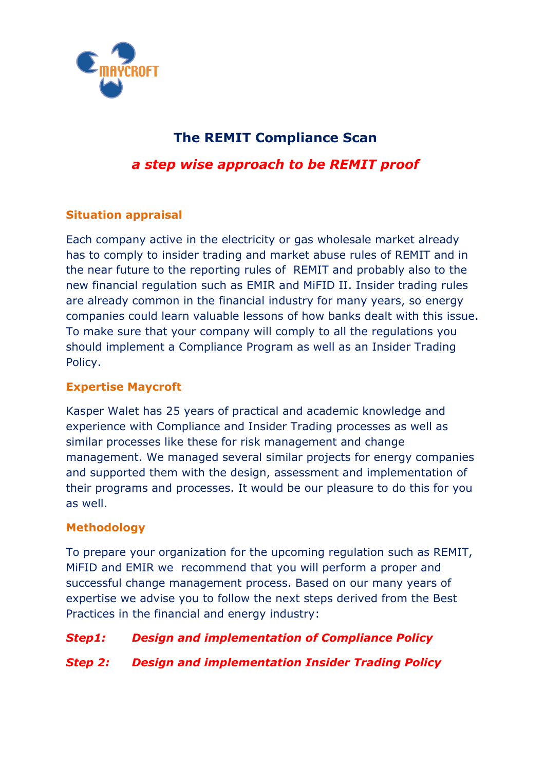# The REMIT Compliance Scan

## *a step wise approach to be REMIT proof*

### Situation appraisal

Each company active in the electricity or gas wholesale market already has to comply to insider trading and market abuse rules of REMIT and in the near future to the reporting rules of REMIT and probably also to the new financial regulation such as EMIR and MiFID II. Insider trading rules are already common in the financial industry for many years, so energy companies could learn valuable lessons of how banks dealt with this issue. To make sure that your company will comply to all the regulations you should implement a Compliance Program as well as an Insider Trading Policy.

### Expertise Maycroft

Kasper Walet has 25 years of practical and academic knowledge and experience with Compliance and Insider Trading processes as well as similar processes like these for risk management and change management. We managed several similar projects for energy companies and supported them with the design, assessment and implementation of their programs and processes. It would be our pleasure to do this for you as well.

### Methodology

To prepare your organization for the upcoming regulation such as REMIT, MiFID and EMIR we recommend that you will perform a proper and successful change management process. Based on our many years of expertise we advise you to follow the next steps derived from the Best Practices in the financial and energy industry:

***Step1: Design and implementation of Compliance Policy***

***Step 2: Design and implementation Insider Trading Policy***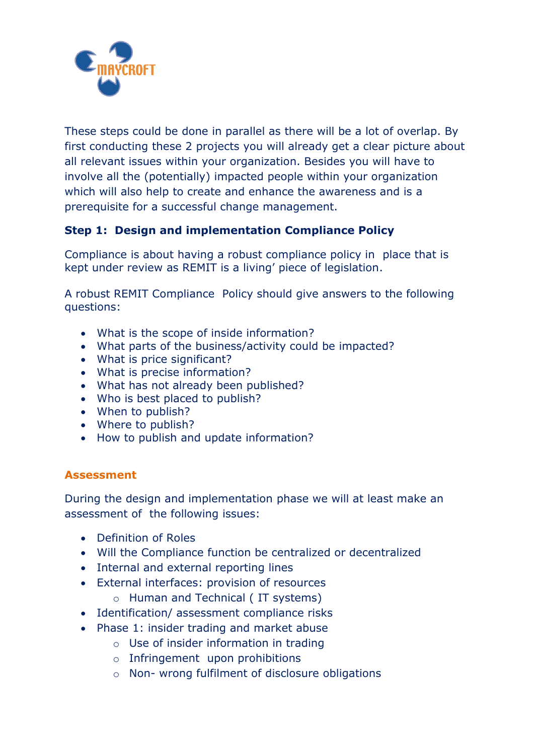These steps could be done in parallel as there will be a lot of overlap. By first conducting these 2 projects you will already get a clear picture about all relevant issues within your organization. Besides you will have to involve all the (potentially) impacted people within your organization which will also help to create and enhance the awareness and is a prerequisite for a successful change management.

**Step 1: Design and implementation Compliance Policy**

Compliance is about having a robust compliance policy in place that is kept under review as REMIT is a living' piece of legislation.

A robust REMIT Compliance Policy should give answers to the following questions:

- What is the scope of inside information?
- What parts of the business/activity could be impacted?
- What is price significant?
- What is precise information?
- What has not already been published?
- Who is best placed to publish?
- When to publish?
- Where to publish?
- How to publish and update information?

**Assessment**

During the design and implementation phase we will at least make an assessment of the following issues:

- Definition of Roles
- Will the Compliance function be centralized or decentralized
- Internal and external reporting lines
- External interfaces: provision of resources
  - Human and Technical ( IT systems)
- Identification/ assessment compliance risks
- Phase 1: insider trading and market abuse
  - Use of insider information in trading
  - Infringement upon prohibitions
  - Non- wrong fulfilment of disclosure obligations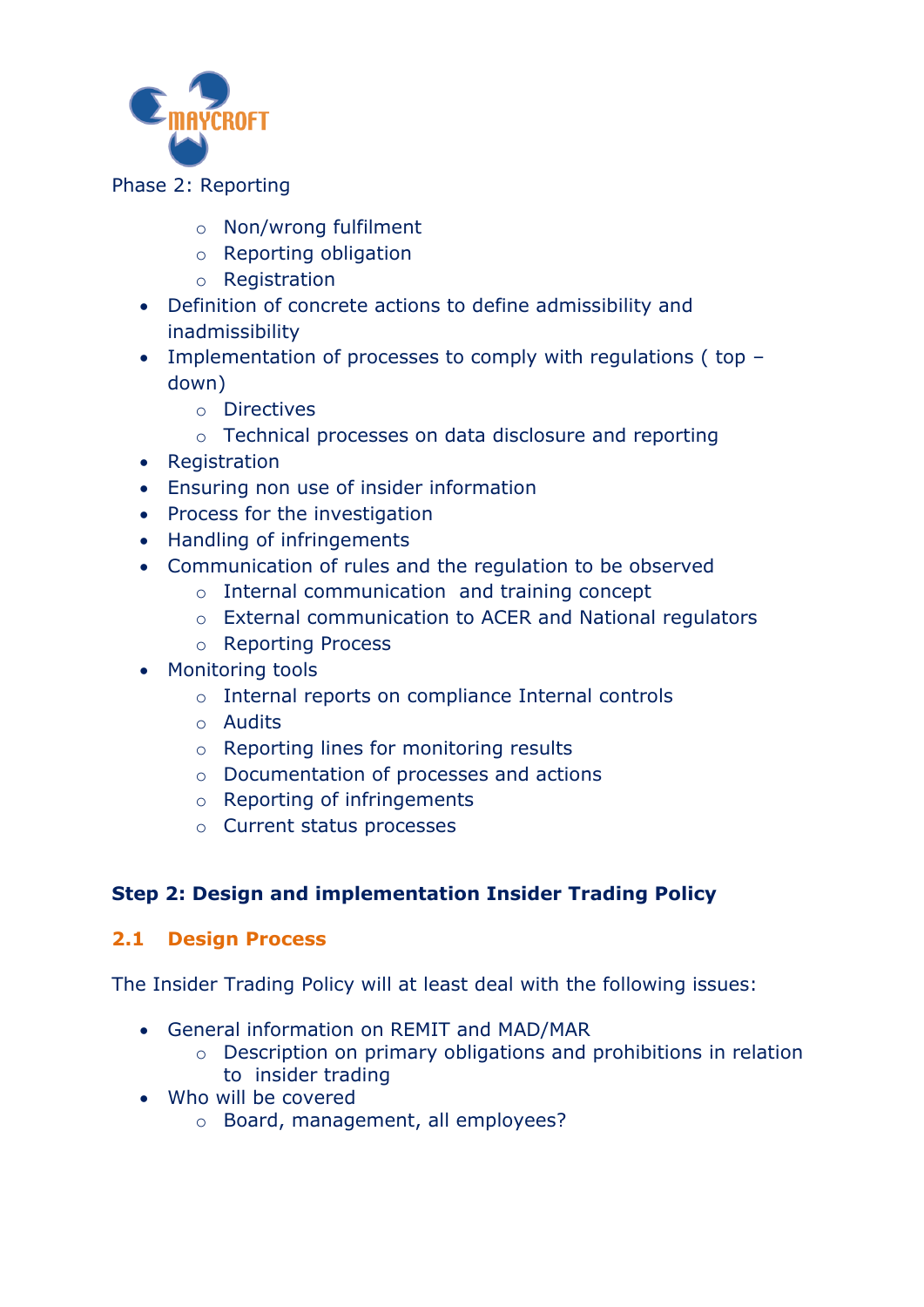Phase 2: Reporting

- Non/wrong fulfilment
- Reporting obligation
- Registration

- Definition of concrete actions to define admissibility and inadmissibility
- Implementation of processes to comply with regulations ( top – down)
  - Directives
  - Technical processes on data disclosure and reporting
- Registration
- Ensuring non use of insider information
- Process for the investigation
- Handling of infringements
- Communication of rules and the regulation to be observed
  - Internal communication and training concept
  - External communication to ACER and National regulators
  - Reporting Process
- Monitoring tools
  - Internal reports on compliance Internal controls
  - Audits
  - Reporting lines for monitoring results
  - Documentation of processes and actions
  - Reporting of infringements
  - Current status processes

## Step 2: Design and implementation Insider Trading Policy

### 2.1 Design Process

The Insider Trading Policy will at least deal with the following issues:

- General information on REMIT and MAD/MAR
  - Description on primary obligations and prohibitions in relation to insider trading
- Who will be covered
  - Board, management, all employees?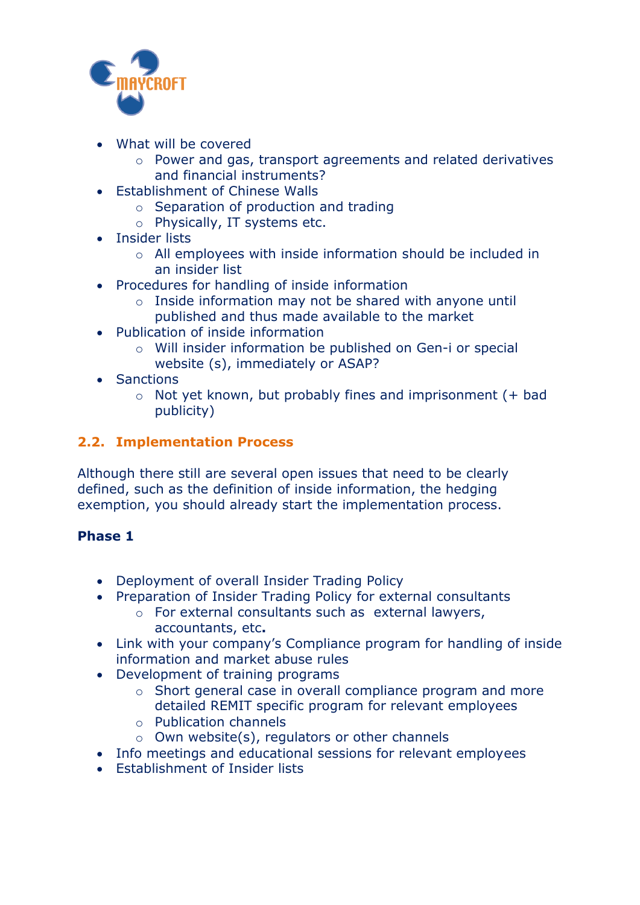- What will be covered
    - Power and gas, transport agreements and related derivatives and financial instruments?
- Establishment of Chinese Walls
    - Separation of production and trading
    - Physically, IT systems etc.
- Insider lists
    - All employees with inside information should be included in an insider list
- Procedures for handling of inside information
    - Inside information may not be shared with anyone until published and thus made available to the market
- Publication of inside information
    - Will insider information be published on Gen-i or special website (s), immediately or ASAP?
- Sanctions
    - Not yet known, but probably fines and imprisonment (+ bad publicity)

## 2.2. Implementation Process

Although there still are several open issues that need to be clearly defined, such as the definition of inside information, the hedging exemption, you should already start the implementation process.

**Phase 1**

- Deployment of overall Insider Trading Policy
- Preparation of Insider Trading Policy for external consultants
    - For external consultants such as external lawyers, accountants, etc**.**
- Link with your company's Compliance program for handling of inside information and market abuse rules
- Development of training programs
    - Short general case in overall compliance program and more detailed REMIT specific program for relevant employees
    - Publication channels
    - Own website(s), regulators or other channels
- Info meetings and educational sessions for relevant employees
- Establishment of Insider lists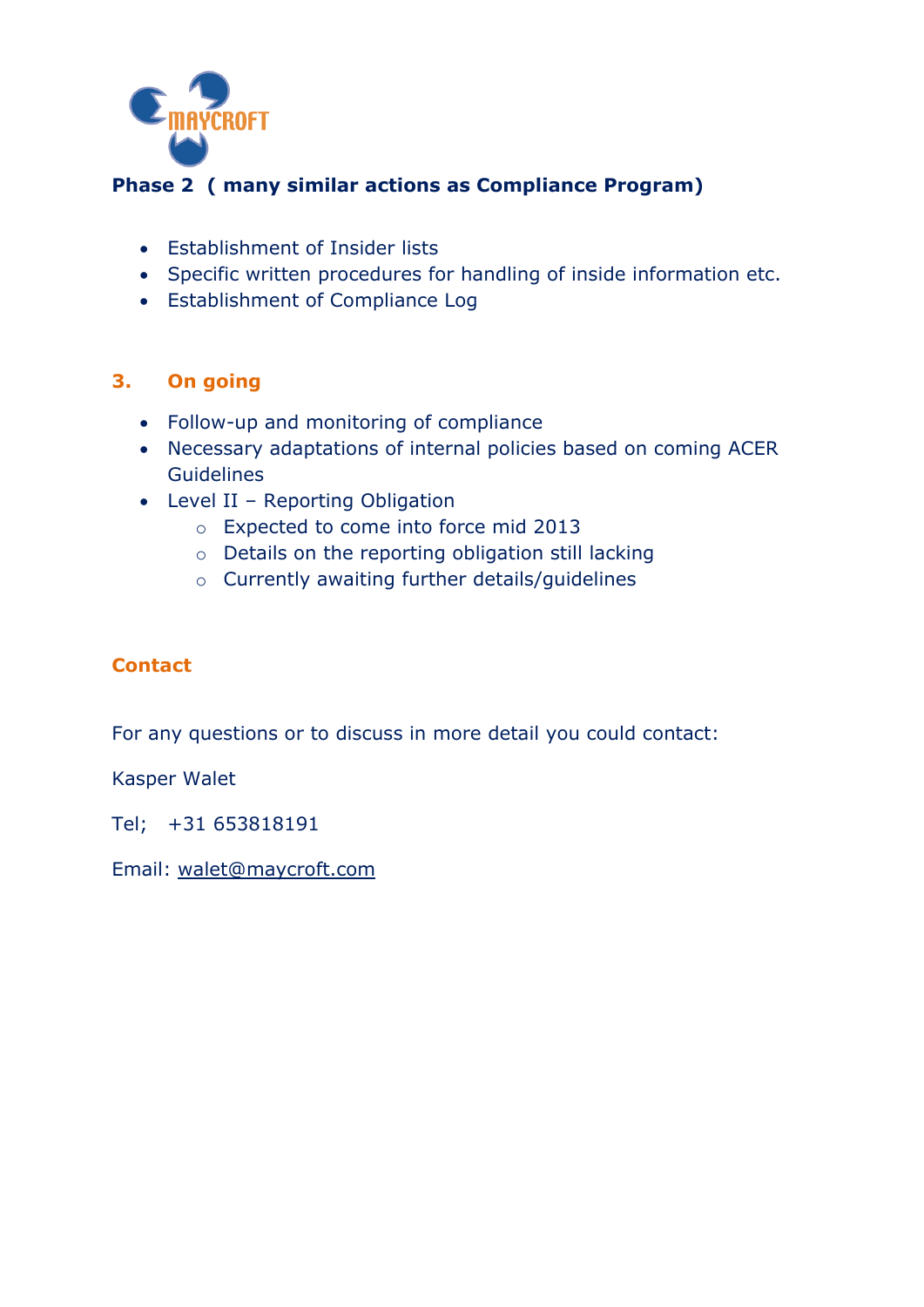**Phase 2 ( many similar actions as Compliance Program)**

- Establishment of Insider lists
- Specific written procedures for handling of inside information etc.
- Establishment of Compliance Log

## 3. On going

- Follow-up and monitoring of compliance
- Necessary adaptations of internal policies based on coming ACER Guidelines
- Level II – Reporting Obligation
  - Expected to come into force mid 2013
  - Details on the reporting obligation still lacking
  - Currently awaiting further details/guidelines

## Contact

For any questions or to discuss in more detail you could contact:

Kasper Walet

Tel; +31 653818191

Email: walet@maycroft.com